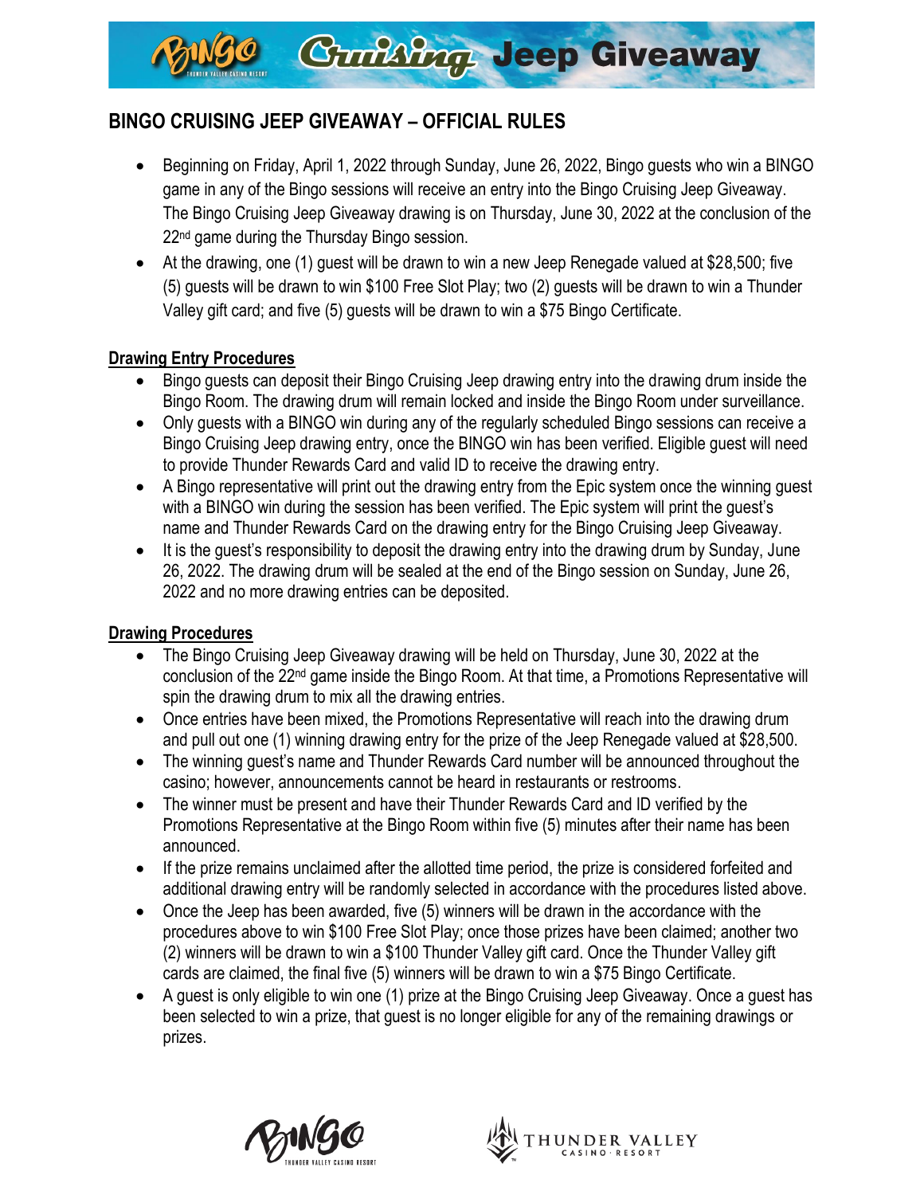# Bingo Cruising Jeep Giveaway

## BINGO CRUISING JEEP GIVEAWAY – OFFICIAL RULES

- Beginning on Friday, April 1, 2022 through Sunday, June 26, 2022, Bingo guests who win a BINGO game in any of the Bingo sessions will receive an entry into the Bingo Cruising Jeep Giveaway. The Bingo Cruising Jeep Giveaway drawing is on Thursday, June 30, 2022 at the conclusion of the 22nd game during the Thursday Bingo session.
- At the drawing, one (1) guest will be drawn to win a new Jeep Renegade valued at $28,500; five (5) guests will be drawn to win $100 Free Slot Play; two (2) guests will be drawn to win a Thunder Valley gift card; and five (5) guests will be drawn to win a $75 Bingo Certificate.

### Drawing Entry Procedures

- Bingo guests can deposit their Bingo Cruising Jeep drawing entry into the drawing drum inside the Bingo Room. The drawing drum will remain locked and inside the Bingo Room under surveillance.
- Only guests with a BINGO win during any of the regularly scheduled Bingo sessions can receive a Bingo Cruising Jeep drawing entry, once the BINGO win has been verified. Eligible guest will need to provide Thunder Rewards Card and valid ID to receive the drawing entry.
- A Bingo representative will print out the drawing entry from the Epic system once the winning guest with a BINGO win during the session has been verified. The Epic system will print the guest's name and Thunder Rewards Card on the drawing entry for the Bingo Cruising Jeep Giveaway.
- It is the guest's responsibility to deposit the drawing entry into the drawing drum by Sunday, June 26, 2022. The drawing drum will be sealed at the end of the Bingo session on Sunday, June 26, 2022 and no more drawing entries can be deposited.

### Drawing Procedures

- The Bingo Cruising Jeep Giveaway drawing will be held on Thursday, June 30, 2022 at the conclusion of the 22nd game inside the Bingo Room. At that time, a Promotions Representative will spin the drawing drum to mix all the drawing entries.
- Once entries have been mixed, the Promotions Representative will reach into the drawing drum and pull out one (1) winning drawing entry for the prize of the Jeep Renegade valued at $28,500.
- The winning guest's name and Thunder Rewards Card number will be announced throughout the casino; however, announcements cannot be heard in restaurants or restrooms.
- The winner must be present and have their Thunder Rewards Card and ID verified by the Promotions Representative at the Bingo Room within five (5) minutes after their name has been announced.
- If the prize remains unclaimed after the allotted time period, the prize is considered forfeited and additional drawing entry will be randomly selected in accordance with the procedures listed above.
- Once the Jeep has been awarded, five (5) winners will be drawn in the accordance with the procedures above to win $100 Free Slot Play; once those prizes have been claimed; another two (2) winners will be drawn to win a $100 Thunder Valley gift card. Once the Thunder Valley gift cards are claimed, the final five (5) winners will be drawn to win a $75 Bingo Certificate.
- A guest is only eligible to win one (1) prize at the Bingo Cruising Jeep Giveaway. Once a guest has been selected to win a prize, that guest is no longer eligible for any of the remaining drawings or prizes.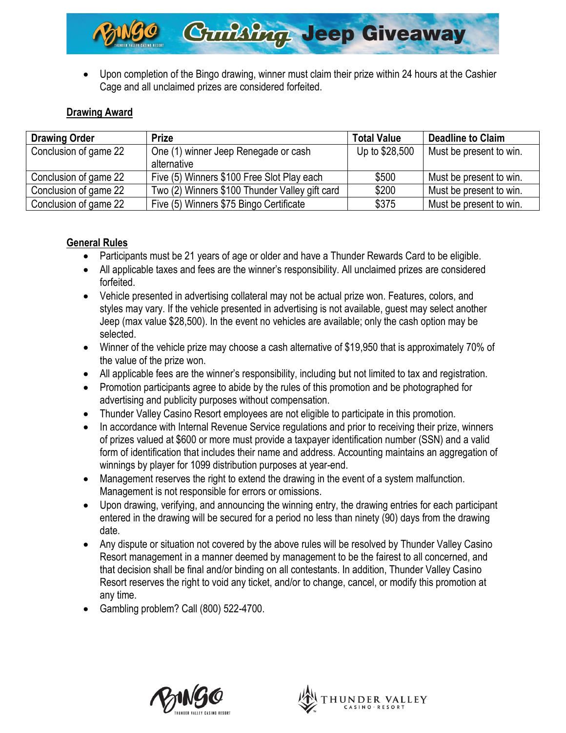- Upon completion of the Bingo drawing, winner must claim their prize within 24 hours at the Cashier Cage and all unclaimed prizes are considered forfeited.

## Drawing Award

| Drawing Order | Prize | Total Value | Deadline to Claim |
|---|---|---|---|
| Conclusion of game 22 | One (1) winner Jeep Renegade or cash alternative | Up to $28,500 | Must be present to win. |
| Conclusion of game 22 | Five (5) Winners $100 Free Slot Play each | $500 | Must be present to win. |
| Conclusion of game 22 | Two (2) Winners $100 Thunder Valley gift card | $200 | Must be present to win. |
| Conclusion of game 22 | Five (5) Winners $75 Bingo Certificate | $375 | Must be present to win. |

## General Rules

- Participants must be 21 years of age or older and have a Thunder Rewards Card to be eligible.
- All applicable taxes and fees are the winner's responsibility. All unclaimed prizes are considered forfeited.
- Vehicle presented in advertising collateral may not be actual prize won. Features, colors, and styles may vary. If the vehicle presented in advertising is not available, guest may select another Jeep (max value $28,500). In the event no vehicles are available; only the cash option may be selected.
- Winner of the vehicle prize may choose a cash alternative of $19,950 that is approximately 70% of the value of the prize won.
- All applicable fees are the winner's responsibility, including but not limited to tax and registration.
- Promotion participants agree to abide by the rules of this promotion and be photographed for advertising and publicity purposes without compensation.
- Thunder Valley Casino Resort employees are not eligible to participate in this promotion.
- In accordance with Internal Revenue Service regulations and prior to receiving their prize, winners of prizes valued at $600 or more must provide a taxpayer identification number (SSN) and a valid form of identification that includes their name and address. Accounting maintains an aggregation of winnings by player for 1099 distribution purposes at year-end.
- Management reserves the right to extend the drawing in the event of a system malfunction. Management is not responsible for errors or omissions.
- Upon drawing, verifying, and announcing the winning entry, the drawing entries for each participant entered in the drawing will be secured for a period no less than ninety (90) days from the drawing date.
- Any dispute or situation not covered by the above rules will be resolved by Thunder Valley Casino Resort management in a manner deemed by management to be the fairest to all concerned, and that decision shall be final and/or binding on all contestants. In addition, Thunder Valley Casino Resort reserves the right to void any ticket, and/or to change, cancel, or modify this promotion at any time.
- Gambling problem? Call (800) 522-4700.